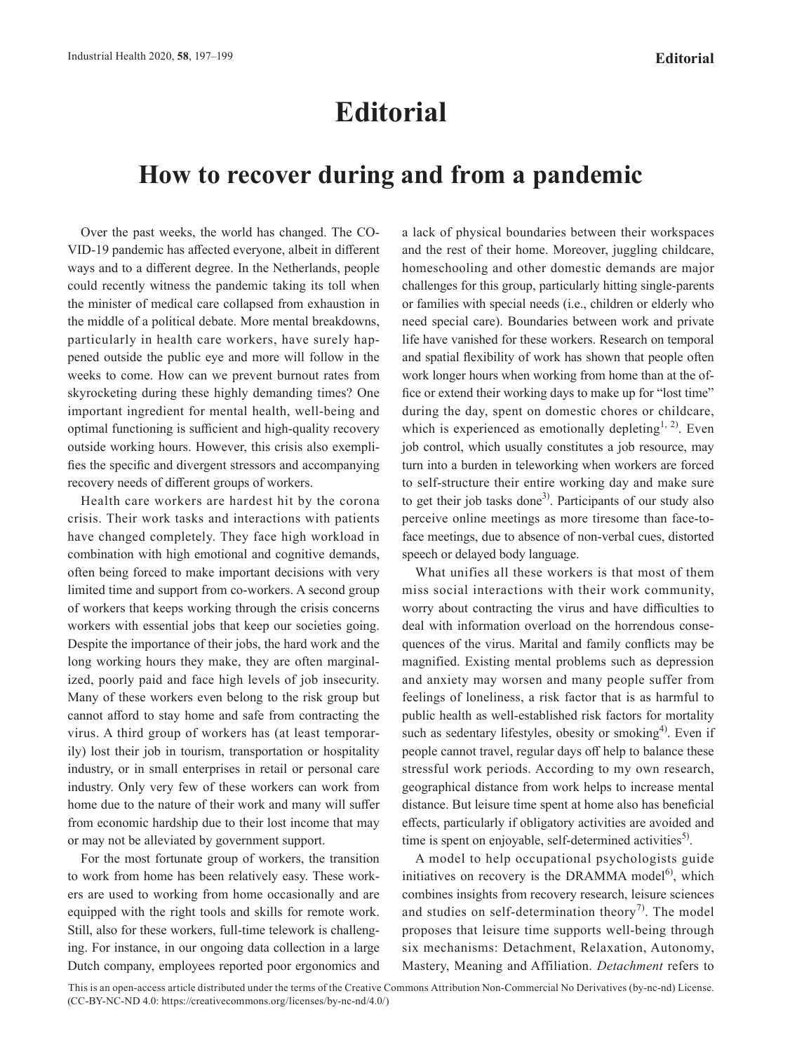# Editorial

## How to recover during and from a pandemic

Over the past weeks, the world has changed. The COVID-19 pandemic has affected everyone, albeit in different ways and to a different degree. In the Netherlands, people could recently witness the pandemic taking its toll when the minister of medical care collapsed from exhaustion in the middle of a political debate. More mental breakdowns, particularly in health care workers, have surely happened outside the public eye and more will follow in the weeks to come. How can we prevent burnout rates from skyrocketing during these highly demanding times? One important ingredient for mental health, well-being and optimal functioning is sufficient and high-quality recovery outside working hours. However, this crisis also exemplifies the specific and divergent stressors and accompanying recovery needs of different groups of workers.

Health care workers are hardest hit by the corona crisis. Their work tasks and interactions with patients have changed completely. They face high workload in combination with high emotional and cognitive demands, often being forced to make important decisions with very limited time and support from co-workers. A second group of workers that keeps working through the crisis concerns workers with essential jobs that keep our societies going. Despite the importance of their jobs, the hard work and the long working hours they make, they are often marginalized, poorly paid and face high levels of job insecurity. Many of these workers even belong to the risk group but cannot afford to stay home and safe from contracting the virus. A third group of workers has (at least temporarily) lost their job in tourism, transportation or hospitality industry, or in small enterprises in retail or personal care industry. Only very few of these workers can work from home due to the nature of their work and many will suffer from economic hardship due to their lost income that may or may not be alleviated by government support.

For the most fortunate group of workers, the transition to work from home has been relatively easy. These workers are used to working from home occasionally and are equipped with the right tools and skills for remote work. Still, also for these workers, full-time telework is challenging. For instance, in our ongoing data collection in a large Dutch company, employees reported poor ergonomics and a lack of physical boundaries between their workspaces and the rest of their home. Moreover, juggling childcare, homeschooling and other domestic demands are major challenges for this group, particularly hitting single-parents or families with special needs (i.e., children or elderly who need special care). Boundaries between work and private life have vanished for these workers. Research on temporal and spatial flexibility of work has shown that people often work longer hours when working from home than at the office or extend their working days to make up for "lost time" during the day, spent on domestic chores or childcare, which is experienced as emotionally depleting[1, 2]. Even job control, which usually constitutes a job resource, may turn into a burden in teleworking when workers are forced to self-structure their entire working day and make sure to get their job tasks done[3]. Participants of our study also perceive online meetings as more tiresome than face-to-face meetings, due to absence of non-verbal cues, distorted speech or delayed body language.

What unifies all these workers is that most of them miss social interactions with their work community, worry about contracting the virus and have difficulties to deal with information overload on the horrendous consequences of the virus. Marital and family conflicts may be magnified. Existing mental problems such as depression and anxiety may worsen and many people suffer from feelings of loneliness, a risk factor that is as harmful to public health as well-established risk factors for mortality such as sedentary lifestyles, obesity or smoking[4]. Even if people cannot travel, regular days off help to balance these stressful work periods. According to my own research, geographical distance from work helps to increase mental distance. But leisure time spent at home also has beneficial effects, particularly if obligatory activities are avoided and time is spent on enjoyable, self-determined activities[5].

A model to help occupational psychologists guide initiatives on recovery is the DRAMMA model[6], which combines insights from recovery research, leisure sciences and studies on self-determination theory[7]. The model proposes that leisure time supports well-being through six mechanisms: Detachment, Relaxation, Autonomy, Mastery, Meaning and Affiliation. *Detachment* refers to

This is an open-access article distributed under the terms of the Creative Commons Attribution Non-Commercial No Derivatives (by-nc-nd) License. (CC-BY-NC-ND 4.0: https://creativecommons.org/licenses/by-nc-nd/4.0/)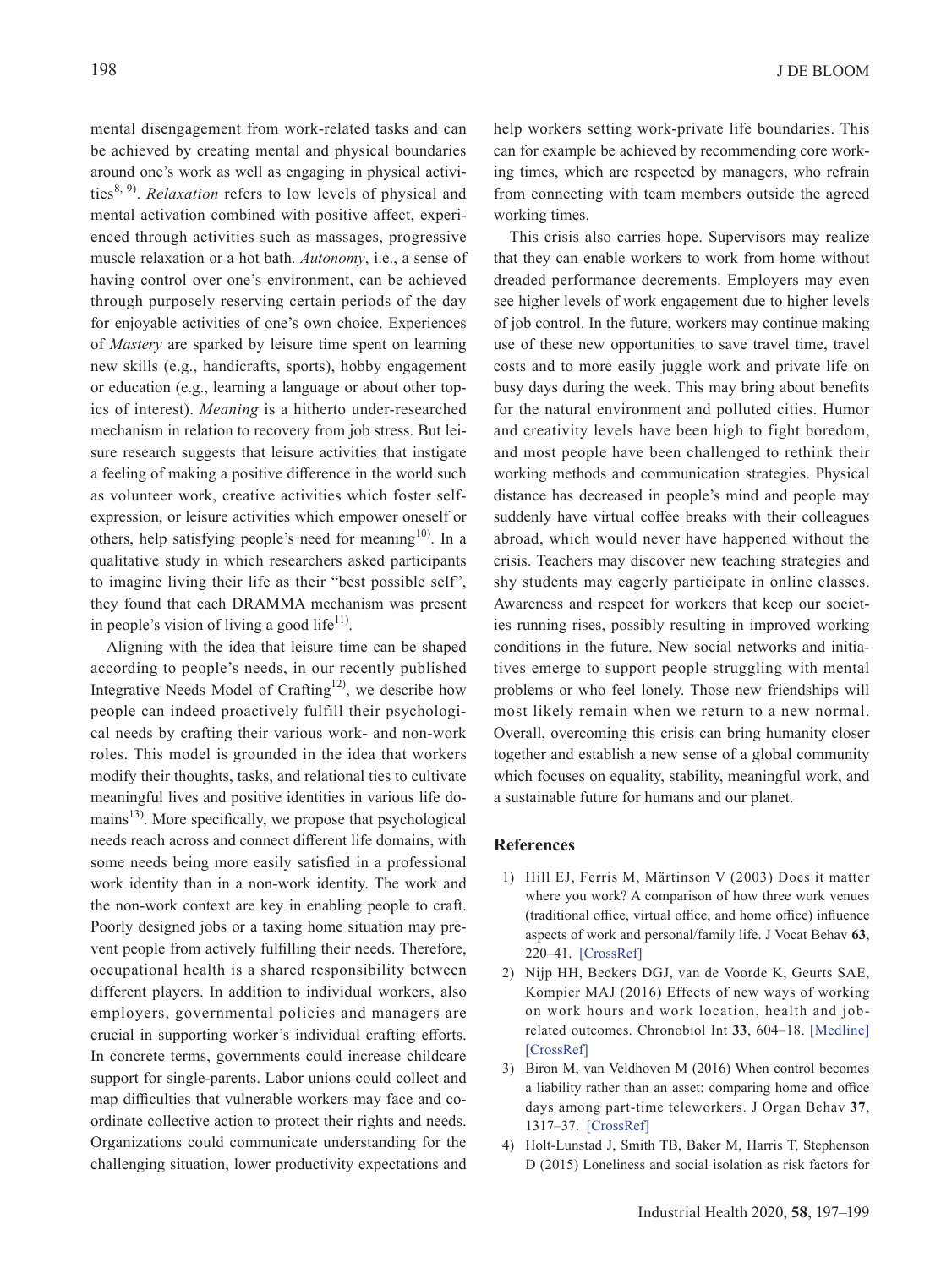mental disengagement from work-related tasks and can be achieved by creating mental and physical boundaries around one's work as well as engaging in physical activities[8, 9]. *Relaxation* refers to low levels of physical and mental activation combined with positive affect, experienced through activities such as massages, progressive muscle relaxation or a hot bath. *Autonomy*, i.e., a sense of having control over one's environment, can be achieved through purposely reserving certain periods of the day for enjoyable activities of one's own choice. Experiences of *Mastery* are sparked by leisure time spent on learning new skills (e.g., handicrafts, sports), hobby engagement or education (e.g., learning a language or about other topics of interest). *Meaning* is a hitherto under-researched mechanism in relation to recovery from job stress. But leisure research suggests that leisure activities that instigate a feeling of making a positive difference in the world such as volunteer work, creative activities which foster self-expression, or leisure activities which empower oneself or others, help satisfying people's need for meaning[10]. In a qualitative study in which researchers asked participants to imagine living their life as their "best possible self", they found that each DRAMMA mechanism was present in people's vision of living a good life[11].

Aligning with the idea that leisure time can be shaped according to people's needs, in our recently published Integrative Needs Model of Crafting[12], we describe how people can indeed proactively fulfill their psychological needs by crafting their various work- and non-work roles. This model is grounded in the idea that workers modify their thoughts, tasks, and relational ties to cultivate meaningful lives and positive identities in various life domains[13]. More specifically, we propose that psychological needs reach across and connect different life domains, with some needs being more easily satisfied in a professional work identity than in a non-work identity. The work and the non-work context are key in enabling people to craft. Poorly designed jobs or a taxing home situation may prevent people from actively fulfilling their needs. Therefore, occupational health is a shared responsibility between different players. In addition to individual workers, also employers, governmental policies and managers are crucial in supporting worker's individual crafting efforts. In concrete terms, governments could increase childcare support for single-parents. Labor unions could collect and map difficulties that vulnerable workers may face and coordinate collective action to protect their rights and needs. Organizations could communicate understanding for the challenging situation, lower productivity expectations and help workers setting work-private life boundaries. This can for example be achieved by recommending core working times, which are respected by managers, who refrain from connecting with team members outside the agreed working times.

This crisis also carries hope. Supervisors may realize that they can enable workers to work from home without dreaded performance decrements. Employers may even see higher levels of work engagement due to higher levels of job control. In the future, workers may continue making use of these new opportunities to save travel time, travel costs and to more easily juggle work and private life on busy days during the week. This may bring about benefits for the natural environment and polluted cities. Humor and creativity levels have been high to fight boredom, and most people have been challenged to rethink their working methods and communication strategies. Physical distance has decreased in people's mind and people may suddenly have virtual coffee breaks with their colleagues abroad, which would never have happened without the crisis. Teachers may discover new teaching strategies and shy students may eagerly participate in online classes. Awareness and respect for workers that keep our societies running rises, possibly resulting in improved working conditions in the future. New social networks and initiatives emerge to support people struggling with mental problems or who feel lonely. Those new friendships will most likely remain when we return to a new normal. Overall, overcoming this crisis can bring humanity closer together and establish a new sense of a global community which focuses on equality, stability, meaningful work, and a sustainable future for humans and our planet.

## References

1) Hill EJ, Ferris M, Märtinson V (2003) Does it matter where you work? A comparison of how three work venues (traditional office, virtual office, and home office) influence aspects of work and personal/family life. J Vocat Behav **63**, 220–41. [CrossRef]
2) Nijp HH, Beckers DGJ, van de Voorde K, Geurts SAE, Kompier MAJ (2016) Effects of new ways of working on work hours and work location, health and job-related outcomes. Chronobiol Int **33**, 604–18. [Medline] [CrossRef]
3) Biron M, van Veldhoven M (2016) When control becomes a liability rather than an asset: comparing home and office days among part-time teleworkers. J Organ Behav **37**, 1317–37. [CrossRef]
4) Holt-Lunstad J, Smith TB, Baker M, Harris T, Stephenson D (2015) Loneliness and social isolation as risk factors for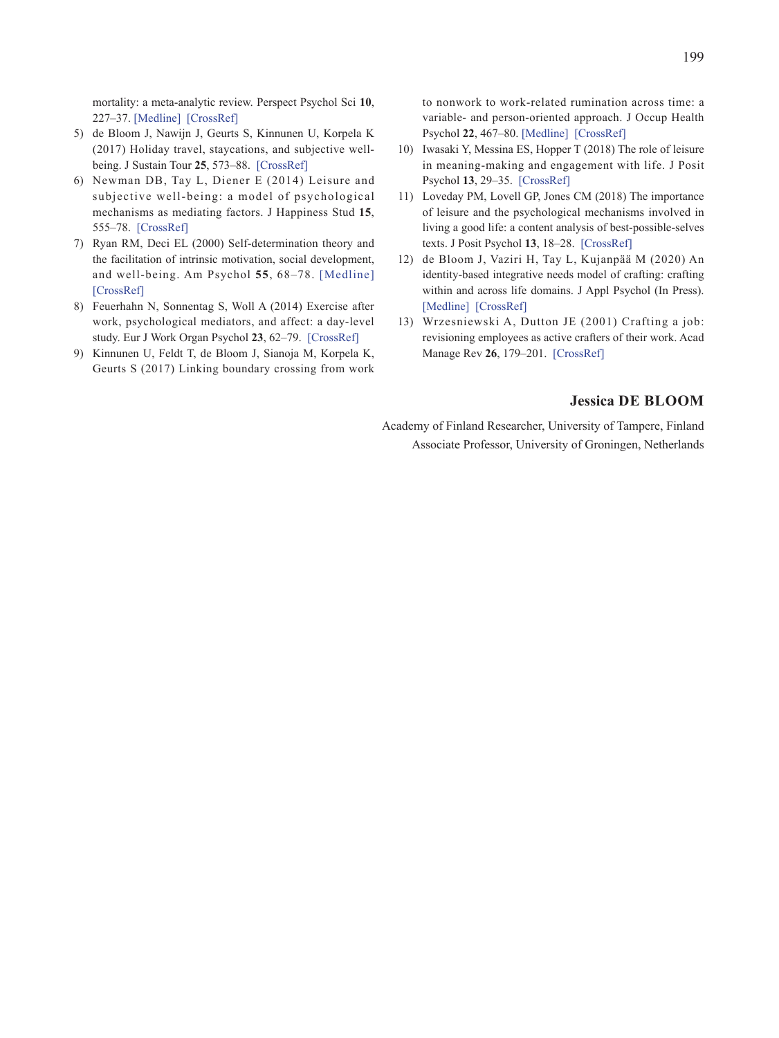mortality: a meta-analytic review. Perspect Psychol Sci **10**, 227–37. [Medline] [CrossRef]

5) de Bloom J, Nawijn J, Geurts S, Kinnunen U, Korpela K (2017) Holiday travel, staycations, and subjective well-being. J Sustain Tour **25**, 573–88. [CrossRef]
6) Newman DB, Tay L, Diener E (2014) Leisure and subjective well-being: a model of psychological mechanisms as mediating factors. J Happiness Stud **15**, 555–78. [CrossRef]
7) Ryan RM, Deci EL (2000) Self-determination theory and the facilitation of intrinsic motivation, social development, and well-being. Am Psychol **55**, 68–78. [Medline] [CrossRef]
8) Feuerhahn N, Sonnentag S, Woll A (2014) Exercise after work, psychological mediators, and affect: a day-level study. Eur J Work Organ Psychol **23**, 62–79. [CrossRef]
9) Kinnunen U, Feldt T, de Bloom J, Sianoja M, Korpela K, Geurts S (2017) Linking boundary crossing from work to nonwork to work-related rumination across time: a variable- and person-oriented approach. J Occup Health Psychol **22**, 467–80. [Medline] [CrossRef]
10) Iwasaki Y, Messina ES, Hopper T (2018) The role of leisure in meaning-making and engagement with life. J Posit Psychol **13**, 29–35. [CrossRef]
11) Loveday PM, Lovell GP, Jones CM (2018) The importance of leisure and the psychological mechanisms involved in living a good life: a content analysis of best-possible-selves texts. J Posit Psychol **13**, 18–28. [CrossRef]
12) de Bloom J, Vaziri H, Tay L, Kujanpää M (2020) An identity-based integrative needs model of crafting: crafting within and across life domains. J Appl Psychol (In Press). [Medline] [CrossRef]
13) Wrzesniewski A, Dutton JE (2001) Crafting a job: revisioning employees as active crafters of their work. Acad Manage Rev **26**, 179–201. [CrossRef]

**Jessica DE BLOOM**

Academy of Finland Researcher, University of Tampere, Finland

Associate Professor, University of Groningen, Netherlands